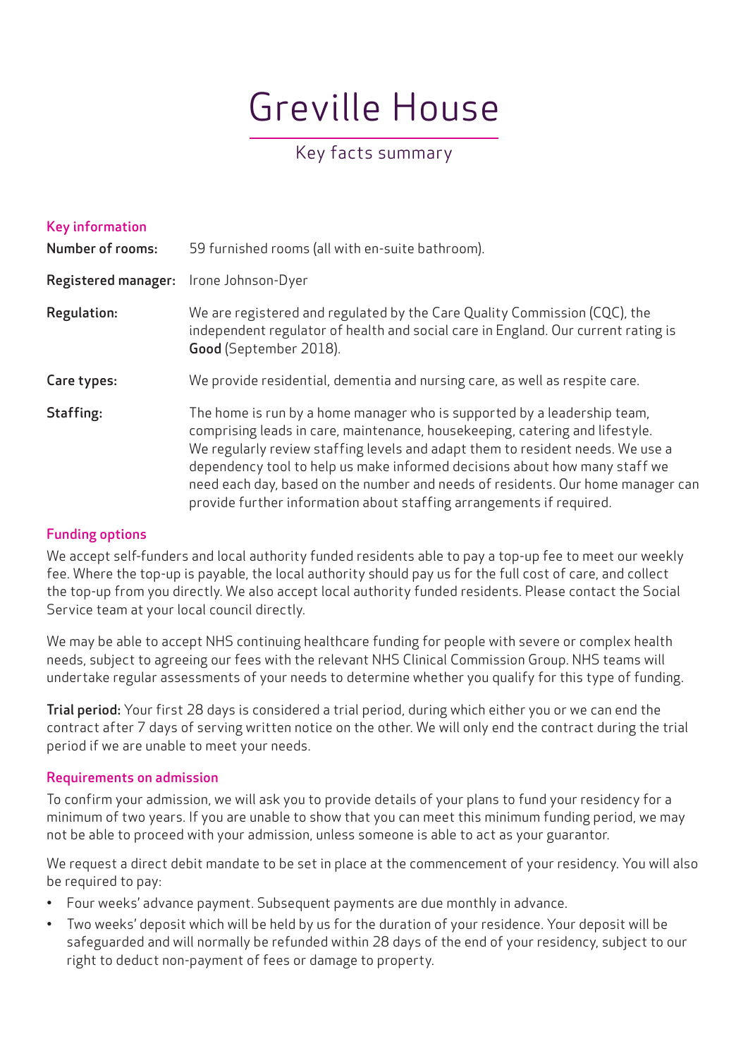# Greville House

## Key facts summary

### Key information

**Number of rooms:** 59 furnished rooms (all with en-suite bathroom).

**Registered manager:** Irone Johnson-Dyer

**Regulation:** We are registered and regulated by the Care Quality Commission (CQC), the independent regulator of health and social care in England. Our current rating is **Good** (September 2018).

**Care types:** We provide residential, dementia and nursing care, as well as respite care.

**Staffing:** The home is run by a home manager who is supported by a leadership team, comprising leads in care, maintenance, housekeeping, catering and lifestyle. We regularly review staffing levels and adapt them to resident needs. We use a dependency tool to help us make informed decisions about how many staff we need each day, based on the number and needs of residents. Our home manager can provide further information about staffing arrangements if required.

### Funding options

We accept self-funders and local authority funded residents able to pay a top-up fee to meet our weekly fee. Where the top-up is payable, the local authority should pay us for the full cost of care, and collect the top-up from you directly. We also accept local authority funded residents. Please contact the Social Service team at your local council directly.

We may be able to accept NHS continuing healthcare funding for people with severe or complex health needs, subject to agreeing our fees with the relevant NHS Clinical Commission Group. NHS teams will undertake regular assessments of your needs to determine whether you qualify for this type of funding.

**Trial period:** Your first 28 days is considered a trial period, during which either you or we can end the contract after 7 days of serving written notice on the other. We will only end the contract during the trial period if we are unable to meet your needs.

### Requirements on admission

To confirm your admission, we will ask you to provide details of your plans to fund your residency for a minimum of two years. If you are unable to show that you can meet this minimum funding period, we may not be able to proceed with your admission, unless someone is able to act as your guarantor.

We request a direct debit mandate to be set in place at the commencement of your residency. You will also be required to pay:

- Four weeks' advance payment. Subsequent payments are due monthly in advance.
- Two weeks' deposit which will be held by us for the duration of your residence. Your deposit will be safeguarded and will normally be refunded within 28 days of the end of your residency, subject to our right to deduct non-payment of fees or damage to property.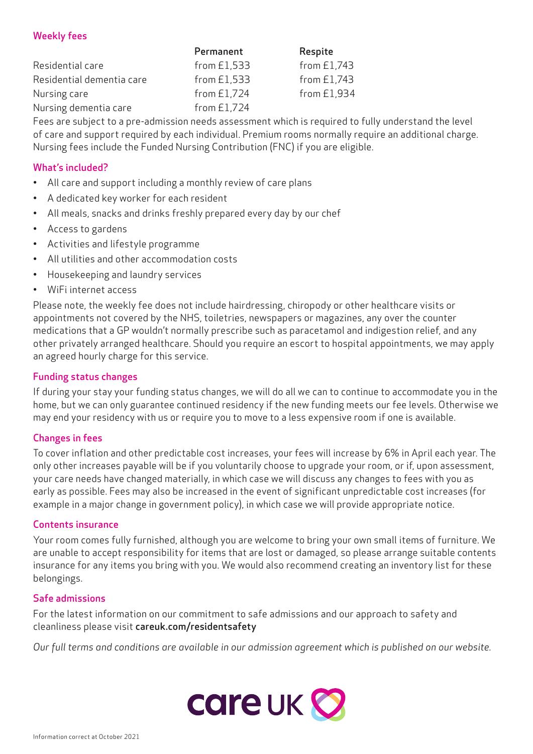## Weekly fees

| | Permanent | Respite |
|---|---|---|
| Residential care | from £1,533 | from £1,743 |
| Residential dementia care | from £1,533 | from £1,743 |
| Nursing care | from £1,724 | from £1,934 |
| Nursing dementia care | from £1,724 | |

Fees are subject to a pre-admission needs assessment which is required to fully understand the level of care and support required by each individual. Premium rooms normally require an additional charge. Nursing fees include the Funded Nursing Contribution (FNC) if you are eligible.

## What's included?

- All care and support including a monthly review of care plans
- A dedicated key worker for each resident
- All meals, snacks and drinks freshly prepared every day by our chef
- Access to gardens
- Activities and lifestyle programme
- All utilities and other accommodation costs
- Housekeeping and laundry services
- WiFi internet access

Please note, the weekly fee does not include hairdressing, chiropody or other healthcare visits or appointments not covered by the NHS, toiletries, newspapers or magazines, any over the counter medications that a GP wouldn't normally prescribe such as paracetamol and indigestion relief, and any other privately arranged healthcare. Should you require an escort to hospital appointments, we may apply an agreed hourly charge for this service.

## Funding status changes

If during your stay your funding status changes, we will do all we can to continue to accommodate you in the home, but we can only guarantee continued residency if the new funding meets our fee levels. Otherwise we may end your residency with us or require you to move to a less expensive room if one is available.

## Changes in fees

To cover inflation and other predictable cost increases, your fees will increase by 6% in April each year. The only other increases payable will be if you voluntarily choose to upgrade your room, or if, upon assessment, your care needs have changed materially, in which case we will discuss any changes to fees with you as early as possible. Fees may also be increased in the event of significant unpredictable cost increases (for example in a major change in government policy), in which case we will provide appropriate notice.

## Contents insurance

Your room comes fully furnished, although you are welcome to bring your own small items of furniture. We are unable to accept responsibility for items that are lost or damaged, so please arrange suitable contents insurance for any items you bring with you. We would also recommend creating an inventory list for these belongings.

## Safe admissions

For the latest information on our commitment to safe admissions and our approach to safety and cleanliness please visit **careuk.com/residentsafety**

*Our full terms and conditions are available in our admission agreement which is published on our website.*

care UK

Information correct at October 2021